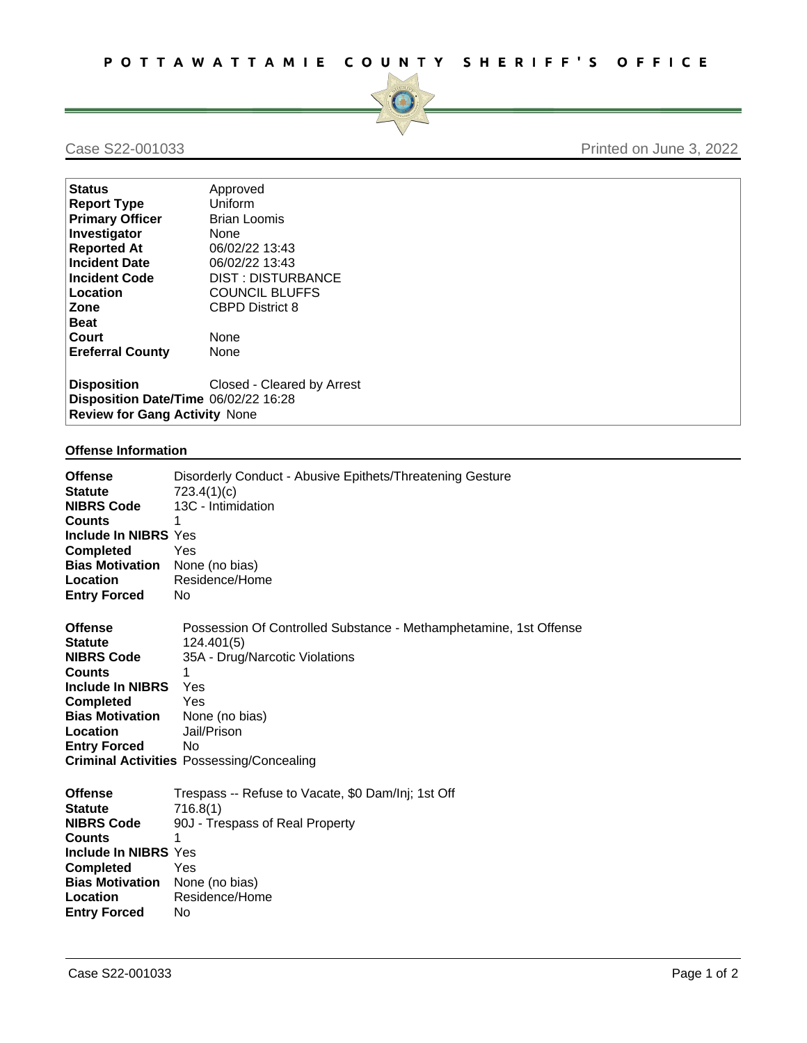# POTTAWATTAMIE COUNTY SHERIFF'S OFFICE

Case S22-001033 | Printed on June 3, 2022

| | |
|---|---|
| **Status** | Approved |
| **Report Type** | Uniform |
| **Primary Officer** | Brian Loomis |
| **Investigator** | None |
| **Reported At** | 06/02/22 13:43 |
| **Incident Date** | 06/02/22 13:43 |
| **Incident Code** | DIST : DISTURBANCE |
| **Location** | COUNCIL BLUFFS |
| **Zone** | CBPD District 8 |
| **Beat** | |
| **Court** | None |
| **Ereferral County** | None |
| **Disposition** | Closed - Cleared by Arrest |
| **Disposition Date/Time** | 06/02/22 16:28 |
| **Review for Gang Activity** | None |

## Offense Information

| | |
|---|---|
| **Offense** | Disorderly Conduct - Abusive Epithets/Threatening Gesture |
| **Statute** | 723.4(1)(c) |
| **NIBRS Code** | 13C - Intimidation |
| **Counts** | 1 |
| **Include In NIBRS** | Yes |
| **Completed** | Yes |
| **Bias Motivation** | None (no bias) |
| **Location** | Residence/Home |
| **Entry Forced** | No |

| | |
|---|---|
| **Offense** | Possession Of Controlled Substance - Methamphetamine, 1st Offense |
| **Statute** | 124.401(5) |
| **NIBRS Code** | 35A - Drug/Narcotic Violations |
| **Counts** | 1 |
| **Include In NIBRS** | Yes |
| **Completed** | Yes |
| **Bias Motivation** | None (no bias) |
| **Location** | Jail/Prison |
| **Entry Forced** | No |
| **Criminal Activities** | Possessing/Concealing |

| | |
|---|---|
| **Offense** | Trespass -- Refuse to Vacate, $0 Dam/Inj; 1st Off |
| **Statute** | 716.8(1) |
| **NIBRS Code** | 90J - Trespass of Real Property |
| **Counts** | 1 |
| **Include In NIBRS** | Yes |
| **Completed** | Yes |
| **Bias Motivation** | None (no bias) |
| **Location** | Residence/Home |
| **Entry Forced** | No |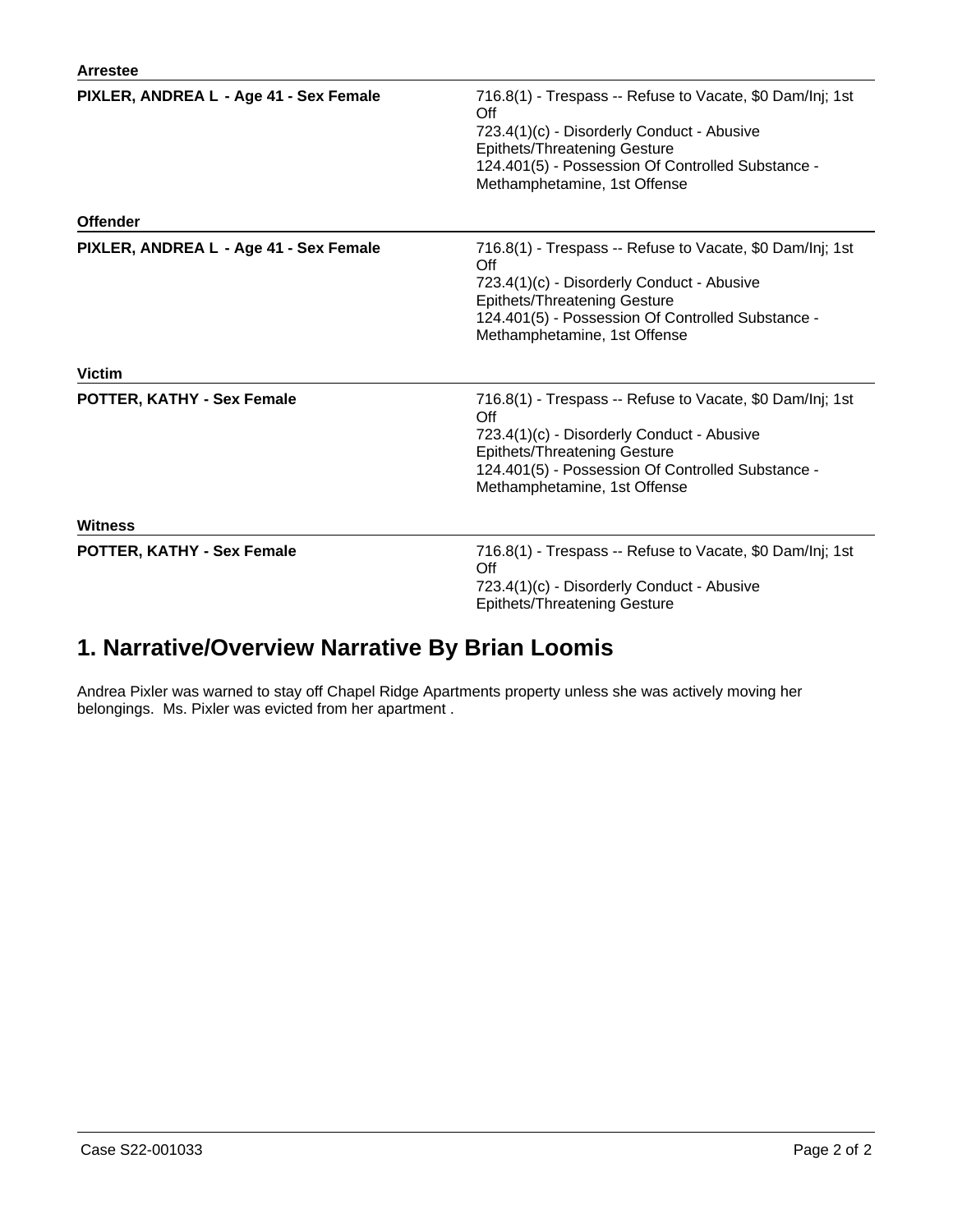**Arrestee**

| | |
|---|---|
| **PIXLER, ANDREA L - Age 41 - Sex Female** | 716.8(1) - Trespass -- Refuse to Vacate, $0 Dam/Inj; 1st Off<br>723.4(1)(c) - Disorderly Conduct - Abusive Epithets/Threatening Gesture<br>124.401(5) - Possession Of Controlled Substance - Methamphetamine, 1st Offense |

**Offender**

| | |
|---|---|
| **PIXLER, ANDREA L - Age 41 - Sex Female** | 716.8(1) - Trespass -- Refuse to Vacate, $0 Dam/Inj; 1st Off<br>723.4(1)(c) - Disorderly Conduct - Abusive Epithets/Threatening Gesture<br>124.401(5) - Possession Of Controlled Substance - Methamphetamine, 1st Offense |

**Victim**

| | |
|---|---|
| **POTTER, KATHY - Sex Female** | 716.8(1) - Trespass -- Refuse to Vacate, $0 Dam/Inj; 1st Off<br>723.4(1)(c) - Disorderly Conduct - Abusive Epithets/Threatening Gesture<br>124.401(5) - Possession Of Controlled Substance - Methamphetamine, 1st Offense |

**Witness**

| | |
|---|---|
| **POTTER, KATHY - Sex Female** | 716.8(1) - Trespass -- Refuse to Vacate, $0 Dam/Inj; 1st Off<br>723.4(1)(c) - Disorderly Conduct - Abusive Epithets/Threatening Gesture |

## 1. Narrative/Overview Narrative By Brian Loomis

Andrea Pixler was warned to stay off Chapel Ridge Apartments property unless she was actively moving her belongings. Ms. Pixler was evicted from her apartment .

Case S22-001033